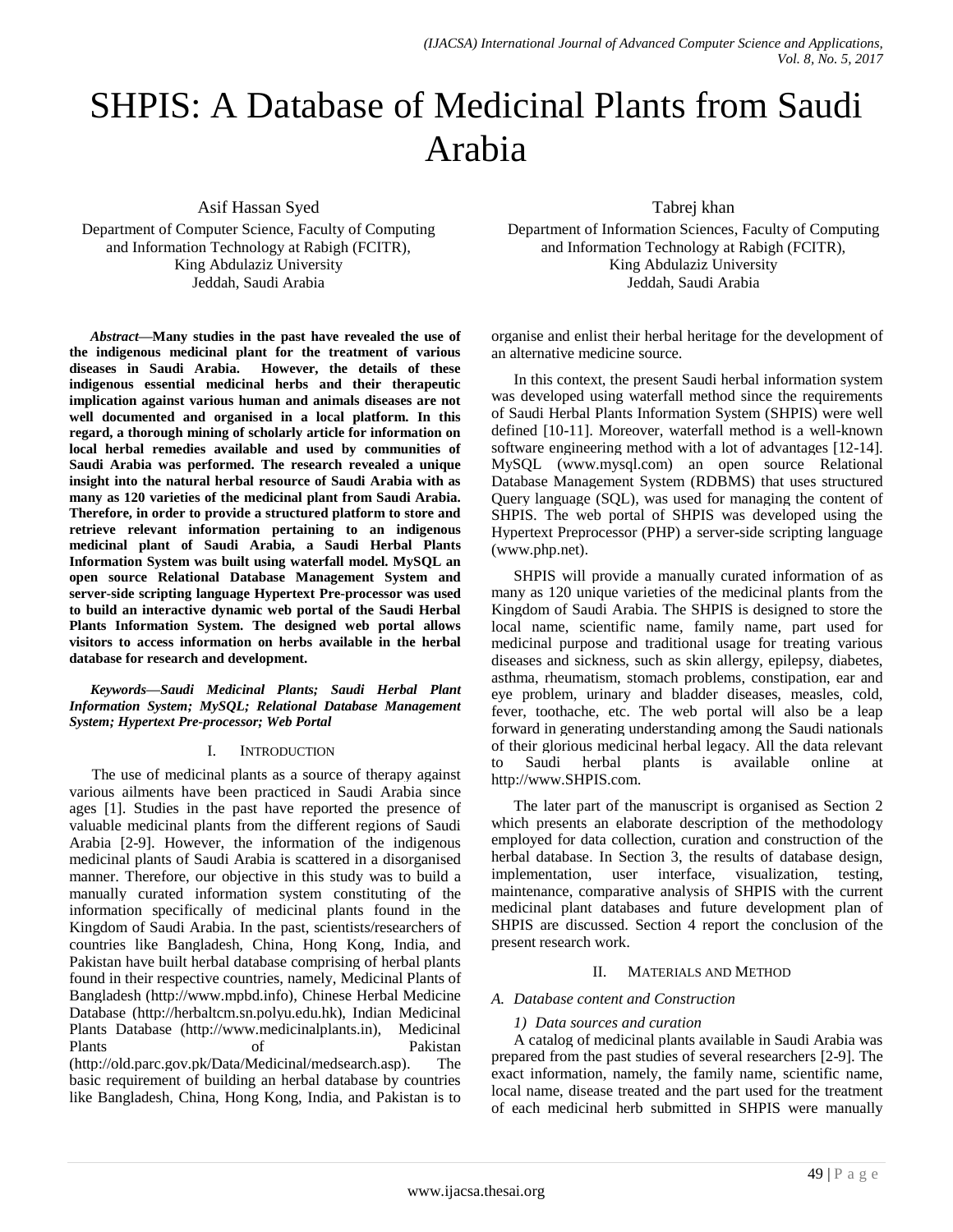# SHPIS: A Database of Medicinal Plants from Saudi Arabia

Asif Hassan Syed
Department of Computer Science, Faculty of Computing and Information Technology at Rabigh (FCITR), King Abdulaziz University
Jeddah, Saudi Arabia

Tabrej khan
Department of Information Sciences, Faculty of Computing and Information Technology at Rabigh (FCITR), King Abdulaziz University
Jeddah, Saudi Arabia

***Abstract*—Many studies in the past have revealed the use of the indigenous medicinal plant for the treatment of various diseases in Saudi Arabia. However, the details of these indigenous essential medicinal herbs and their therapeutic implication against various human and animals diseases are not well documented and organised in a local platform. In this regard, a thorough mining of scholarly article for information on local herbal remedies available and used by communities of Saudi Arabia was performed. The research revealed a unique insight into the natural herbal resource of Saudi Arabia with as many as 120 varieties of the medicinal plant from Saudi Arabia. Therefore, in order to provide a structured platform to store and retrieve relevant information pertaining to an indigenous medicinal plant of Saudi Arabia, a Saudi Herbal Plants Information System was built using waterfall model. MySQL an open source Relational Database Management System and server-side scripting language Hypertext Pre-processor was used to build an interactive dynamic web portal of the Saudi Herbal Plants Information System. The designed web portal allows visitors to access information on herbs available in the herbal database for research and development.**

***Keywords*—*Saudi Medicinal Plants; Saudi Herbal Plant Information System; MySQL; Relational Database Management System; Hypertext Pre-processor; Web Portal***

## I. Introduction

The use of medicinal plants as a source of therapy against various ailments have been practiced in Saudi Arabia since ages [1]. Studies in the past have reported the presence of valuable medicinal plants from the different regions of Saudi Arabia [2-9]. However, the information of the indigenous medicinal plants of Saudi Arabia is scattered in a disorganised manner. Therefore, our objective in this study was to build a manually curated information system constituting of the information specifically of medicinal plants found in the Kingdom of Saudi Arabia. In the past, scientists/researchers of countries like Bangladesh, China, Hong Kong, India, and Pakistan have built herbal database comprising of herbal plants found in their respective countries, namely, Medicinal Plants of Bangladesh (http://www.mpbd.info), Chinese Herbal Medicine Database (http://herbaltcm.sn.polyu.edu.hk), Indian Medicinal Plants Database (http://www.medicinalplants.in), Medicinal Plants of Pakistan (http://old.parc.gov.pk/Data/Medicinal/medsearch.asp). The basic requirement of building an herbal database by countries like Bangladesh, China, Hong Kong, India, and Pakistan is to organise and enlist their herbal heritage for the development of an alternative medicine source.

In this context, the present Saudi herbal information system was developed using waterfall method since the requirements of Saudi Herbal Plants Information System (SHPIS) were well defined [10-11]. Moreover, waterfall method is a well-known software engineering method with a lot of advantages [12-14]. MySQL (www.mysql.com) an open source Relational Database Management System (RDBMS) that uses structured Query language (SQL), was used for managing the content of SHPIS. The web portal of SHPIS was developed using the Hypertext Preprocessor (PHP) a server-side scripting language (www.php.net).

SHPIS will provide a manually curated information of as many as 120 unique varieties of the medicinal plants from the Kingdom of Saudi Arabia. The SHPIS is designed to store the local name, scientific name, family name, part used for medicinal purpose and traditional usage for treating various diseases and sickness, such as skin allergy, epilepsy, diabetes, asthma, rheumatism, stomach problems, constipation, ear and eye problem, urinary and bladder diseases, measles, cold, fever, toothache, etc. The web portal will also be a leap forward in generating understanding among the Saudi nationals of their glorious medicinal herbal legacy. All the data relevant to Saudi herbal plants is available online at http://www.SHPIS.com.

The later part of the manuscript is organised as Section 2 which presents an elaborate description of the methodology employed for data collection, curation and construction of the herbal database. In Section 3, the results of database design, implementation, user interface, visualization, testing, maintenance, comparative analysis of SHPIS with the current medicinal plant databases and future development plan of SHPIS are discussed. Section 4 report the conclusion of the present research work.

## II. Materials and Method

### *A. Database content and Construction*

#### *1) Data sources and curation*

A catalog of medicinal plants available in Saudi Arabia was prepared from the past studies of several researchers [2-9]. The exact information, namely, the family name, scientific name, local name, disease treated and the part used for the treatment of each medicinal herb submitted in SHPIS were manually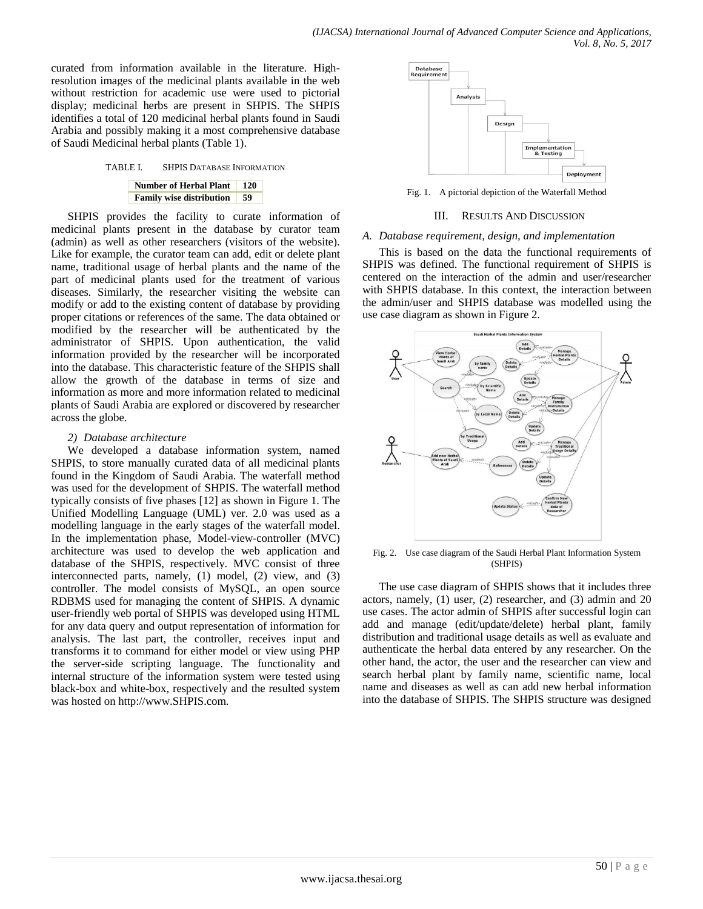curated from information available in the literature. High-resolution images of the medicinal plants available in the web without restriction for academic use were used to pictorial display; medicinal herbs are present in SHPIS. The SHPIS identifies a total of 120 medicinal herbal plants found in Saudi Arabia and possibly making it a most comprehensive database of Saudi Medicinal herbal plants (Table 1).

TABLE I. SHPIS DATABASE INFORMATION

| Number of Herbal Plant | 120 |
|---|---|
| Family wise distribution | 59 |

SHPIS provides the facility to curate information of medicinal plants present in the database by curator team (admin) as well as other researchers (visitors of the website). Like for example, the curator team can add, edit or delete plant name, traditional usage of herbal plants and the name of the part of medicinal plants used for the treatment of various diseases. Similarly, the researcher visiting the website can modify or add to the existing content of database by providing proper citations or references of the same. The data obtained or modified by the researcher will be authenticated by the administrator of SHPIS. Upon authentication, the valid information provided by the researcher will be incorporated into the database. This characteristic feature of the SHPIS shall allow the growth of the database in terms of size and information as more and more information related to medicinal plants of Saudi Arabia are explored or discovered by researcher across the globe.

*2) Database architecture*

We developed a database information system, named SHPIS, to store manually curated data of all medicinal plants found in the Kingdom of Saudi Arabia. The waterfall method was used for the development of SHPIS. The waterfall method typically consists of five phases [12] as shown in Figure 1. The Unified Modelling Language (UML) ver. 2.0 was used as a modelling language in the early stages of the waterfall model. In the implementation phase, Model-view-controller (MVC) architecture was used to develop the web application and database of the SHPIS, respectively. MVC consist of three interconnected parts, namely, (1) model, (2) view, and (3) controller. The model consists of MySQL, an open source RDBMS used for managing the content of SHPIS. A dynamic user-friendly web portal of SHPIS was developed using HTML for any data query and output representation of information for analysis. The last part, the controller, receives input and transforms it to command for either model or view using PHP the server-side scripting language. The functionality and internal structure of the information system were tested using black-box and white-box, respectively and the resulted system was hosted on http://www.SHPIS.com.

Fig. 1. A pictorial depiction of the Waterfall Method

## III. RESULTS AND DISCUSSION

### *A. Database requirement, design, and implementation*

This is based on the data the functional requirements of SHPIS was defined. The functional requirement of SHPIS is centered on the interaction of the admin and user/researcher with SHPIS database. In this context, the interaction between the admin/user and SHPIS database was modelled using the use case diagram as shown in Figure 2.

Fig. 2. Use case diagram of the Saudi Herbal Plant Information System (SHPIS)

The use case diagram of SHPIS shows that it includes three actors, namely, (1) user, (2) researcher, and (3) admin and 20 use cases. The actor admin of SHPIS after successful login can add and manage (edit/update/delete) herbal plant, family distribution and traditional usage details as well as evaluate and authenticate the herbal data entered by any researcher. On the other hand, the actor, the user and the researcher can view and search herbal plant by family name, scientific name, local name and diseases as well as can add new herbal information into the database of SHPIS. The SHPIS structure was designed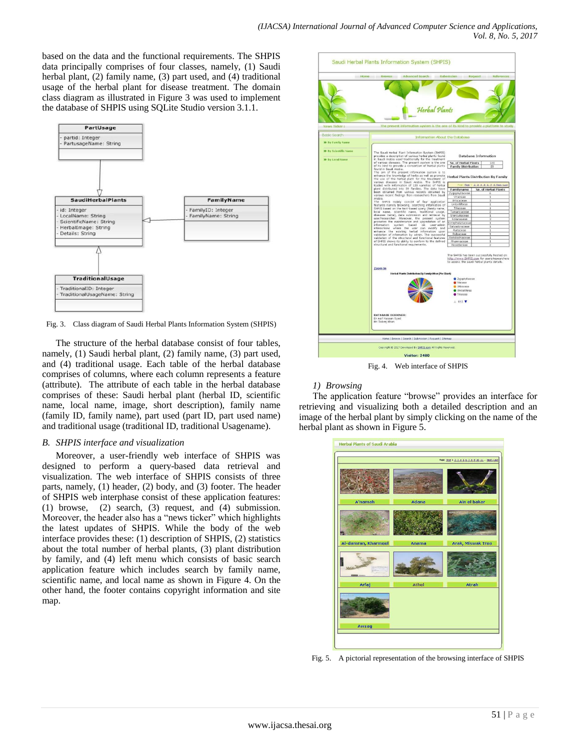based on the data and the functional requirements. The SHPIS data principally comprises of four classes, namely, (1) Saudi herbal plant, (2) family name, (3) part used, and (4) traditional usage of the herbal plant for disease treatment. The domain class diagram as illustrated in Figure 3 was used to implement the database of SHPIS using SQLite Studio version 3.1.1.

Fig. 3. Class diagram of Saudi Herbal Plants Information System (SHPIS)

The structure of the herbal database consist of four tables, namely, (1) Saudi herbal plant, (2) family name, (3) part used, and (4) traditional usage. Each table of the herbal database comprises of columns, where each column represents a feature (attribute). The attribute of each table in the herbal database comprises of these: Saudi herbal plant (herbal ID, scientific name, local name, image, short description), family name (family ID, family name), part used (part ID, part used name) and traditional usage (traditional ID, traditional Usagename).

### *B. SHPIS interface and visualization*

Moreover, a user-friendly web interface of SHPIS was designed to perform a query-based data retrieval and visualization. The web interface of SHPIS consists of three parts, namely, (1) header, (2) body, and (3) footer. The header of SHPIS web interphase consist of these application features: (1) browse, (2) search, (3) request, and (4) submission. Moreover, the header also has a "news ticker" which highlights the latest updates of SHPIS. While the body of the web interface provides these: (1) description of SHPIS, (2) statistics about the total number of herbal plants, (3) plant distribution by family, and (4) left menu which consists of basic search application feature which includes search by family name, scientific name, and local name as shown in Figure 4. On the other hand, the footer contains copyright information and site map.

Fig. 4. Web interface of SHPIS

#### *1) Browsing*

The application feature "browse" provides an interface for retrieving and visualizing both a detailed description and an image of the herbal plant by simply clicking on the name of the herbal plant as shown in Figure 5.

Fig. 5. A pictorial representation of the browsing interface of SHPIS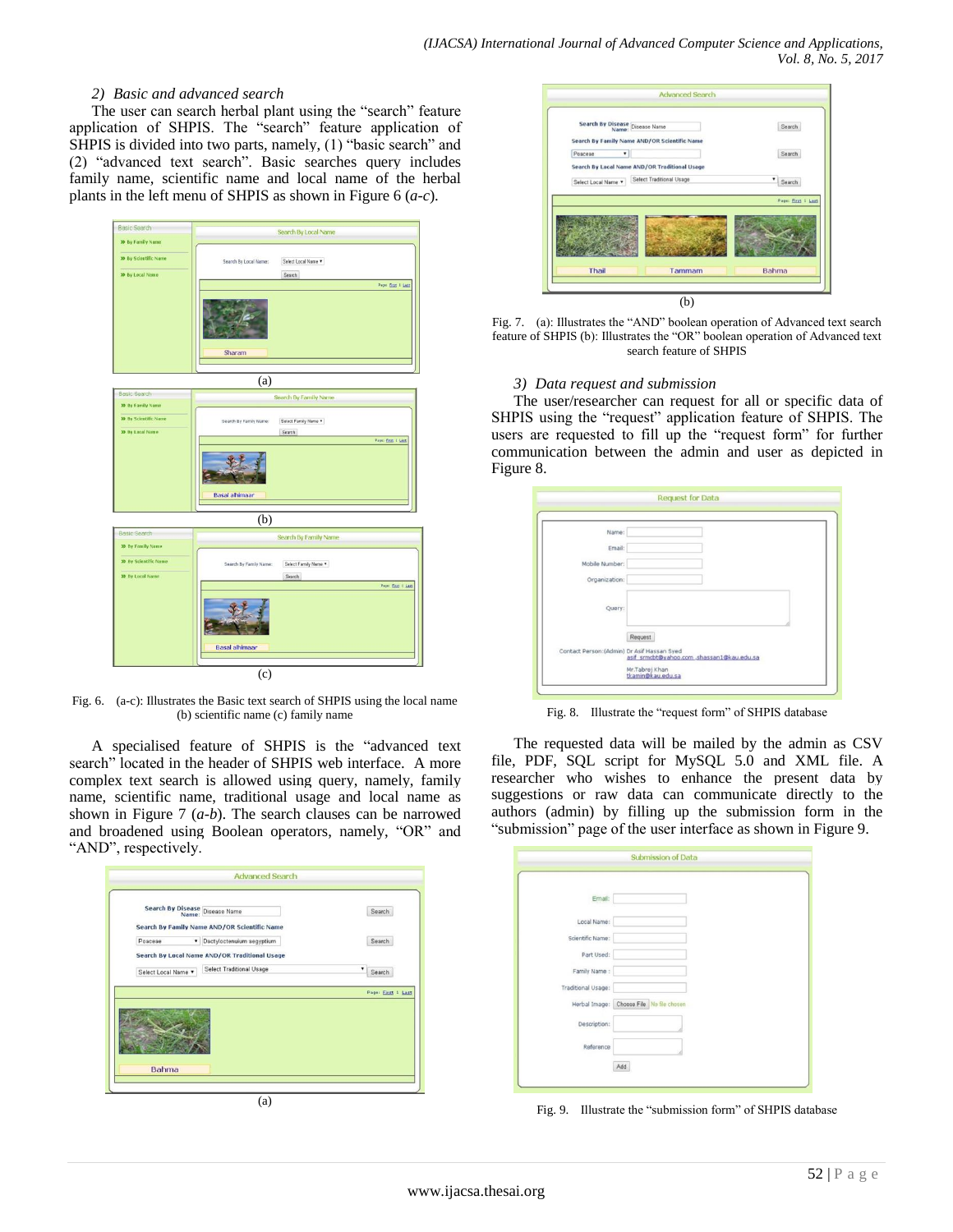### 2) Basic and advanced search

The user can search herbal plant using the "search" feature application of SHPIS. The "search" feature application of SHPIS is divided into two parts, namely, (1) "basic search" and (2) "advanced text search". Basic searches query includes family name, scientific name and local name of the herbal plants in the left menu of SHPIS as shown in Figure 6 (*a-c*).

Fig. 6. (a-c): Illustrates the Basic text search of SHPIS using the local name (b) scientific name (c) family name

A specialised feature of SHPIS is the "advanced text search" located in the header of SHPIS web interface. A more complex text search is allowed using query, namely, family name, scientific name, traditional usage and local name as shown in Figure 7 (*a-b*). The search clauses can be narrowed and broadened using Boolean operators, namely, "OR" and "AND", respectively.

Fig. 7. (a): Illustrates the "AND" boolean operation of Advanced text search feature of SHPIS (b): Illustrates the "OR" boolean operation of Advanced text search feature of SHPIS

### 3) Data request and submission

The user/researcher can request for all or specific data of SHPIS using the "request" application feature of SHPIS. The users are requested to fill up the "request form" for further communication between the admin and user as depicted in Figure 8.

Fig. 8. Illustrate the "request form" of SHPIS database

The requested data will be mailed by the admin as CSV file, PDF, SQL script for MySQL 5.0 and XML file. A researcher who wishes to enhance the present data by suggestions or raw data can communicate directly to the authors (admin) by filling up the submission form in the "submission" page of the user interface as shown in Figure 9.

Fig. 9. Illustrate the "submission form" of SHPIS database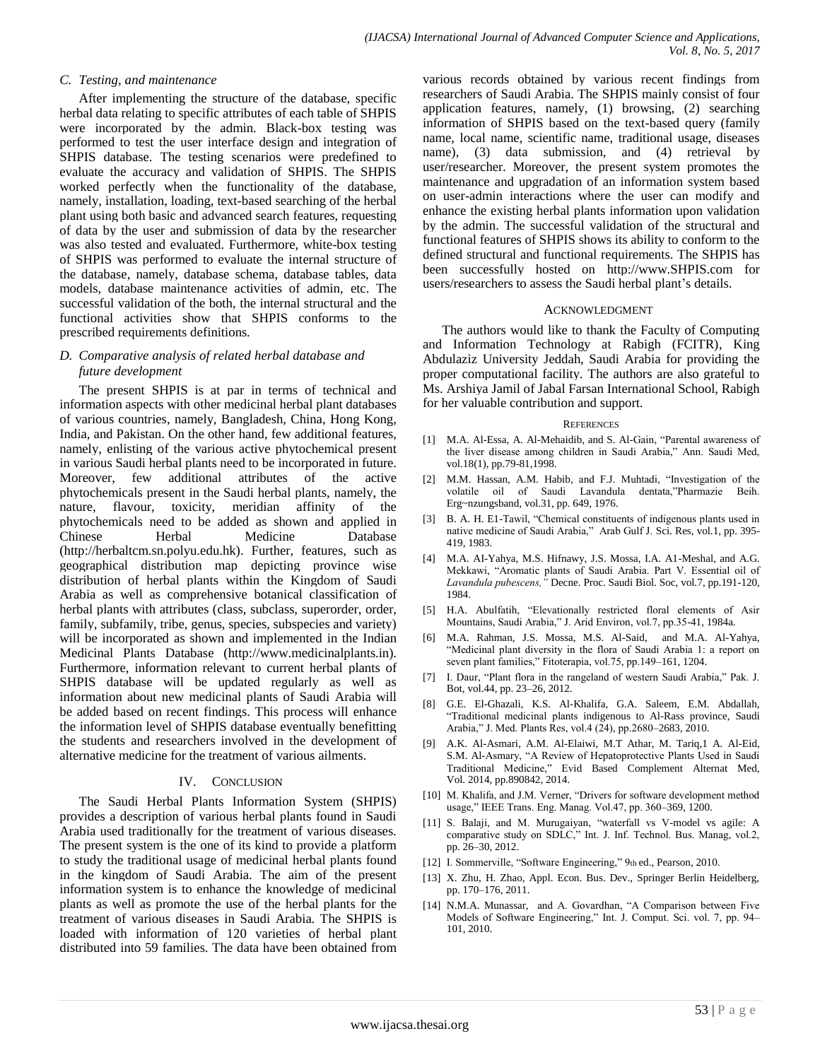### C. Testing, and maintenance

After implementing the structure of the database, specific herbal data relating to specific attributes of each table of SHPIS were incorporated by the admin. Black-box testing was performed to test the user interface design and integration of SHPIS database. The testing scenarios were predefined to evaluate the accuracy and validation of SHPIS. The SHPIS worked perfectly when the functionality of the database, namely, installation, loading, text-based searching of the herbal plant using both basic and advanced search features, requesting of data by the user and submission of data by the researcher was also tested and evaluated. Furthermore, white-box testing of SHPIS was performed to evaluate the internal structure of the database, namely, database schema, database tables, data models, database maintenance activities of admin, etc. The successful validation of the both, the internal structural and the functional activities show that SHPIS conforms to the prescribed requirements definitions.

### D. Comparative analysis of related herbal database and future development

The present SHPIS is at par in terms of technical and information aspects with other medicinal herbal plant databases of various countries, namely, Bangladesh, China, Hong Kong, India, and Pakistan. On the other hand, few additional features, namely, enlisting of the various active phytochemical present in various Saudi herbal plants need to be incorporated in future. Moreover, few additional attributes of the active phytochemicals present in the Saudi herbal plants, namely, the nature, flavour, toxicity, meridian affinity of the phytochemicals need to be added as shown and applied in Chinese Herbal Medicine Database (http://herbaltcm.sn.polyu.edu.hk). Further, features, such as geographical distribution map depicting province wise distribution of herbal plants within the Kingdom of Saudi Arabia as well as comprehensive botanical classification of herbal plants with attributes (class, subclass, superorder, order, family, subfamily, tribe, genus, species, subspecies and variety) will be incorporated as shown and implemented in the Indian Medicinal Plants Database (http://www.medicinalplants.in). Furthermore, information relevant to current herbal plants of SHPIS database will be updated regularly as well as information about new medicinal plants of Saudi Arabia will be added based on recent findings. This process will enhance the information level of SHPIS database eventually benefitting the students and researchers involved in the development of alternative medicine for the treatment of various ailments.

## IV. Conclusion

The Saudi Herbal Plants Information System (SHPIS) provides a description of various herbal plants found in Saudi Arabia used traditionally for the treatment of various diseases. The present system is the one of its kind to provide a platform to study the traditional usage of medicinal herbal plants found in the kingdom of Saudi Arabia. The aim of the present information system is to enhance the knowledge of medicinal plants as well as promote the use of the herbal plants for the treatment of various diseases in Saudi Arabia. The SHPIS is loaded with information of 120 varieties of herbal plant distributed into 59 families. The data have been obtained from various records obtained by various recent findings from researchers of Saudi Arabia. The SHPIS mainly consist of four application features, namely, (1) browsing, (2) searching information of SHPIS based on the text-based query (family name, local name, scientific name, traditional usage, diseases name), (3) data submission, and (4) retrieval by user/researcher. Moreover, the present system promotes the maintenance and upgradation of an information system based on user-admin interactions where the user can modify and enhance the existing herbal plants information upon validation by the admin. The successful validation of the structural and functional features of SHPIS shows its ability to conform to the defined structural and functional requirements. The SHPIS has been successfully hosted on http://www.SHPIS.com for users/researchers to assess the Saudi herbal plant's details.

## Acknowledgment

The authors would like to thank the Faculty of Computing and Information Technology at Rabigh (FCITR), King Abdulaziz University Jeddah, Saudi Arabia for providing the proper computational facility. The authors are also grateful to Ms. Arshiya Jamil of Jabal Farsan International School, Rabigh for her valuable contribution and support.

## References

[1] M.A. Al-Essa, A. Al-Mehaidib, and S. Al-Gain, "Parental awareness of the liver disease among children in Saudi Arabia," Ann. Saudi Med, vol.18(1), pp.79-81,1998.

[2] M.M. Hassan, A.M. Habib, and F.J. Muhtadi, "Investigation of the volatile oil of Saudi Lavandula dentata,"Pharmazie Beih. Erg~nzungsband, vol.31, pp. 649, 1976.

[3] B. A. H. E1-Tawil, "Chemical constituents of indigenous plants used in native medicine of Saudi Arabia," Arab Gulf J. Sci. Res, vol.1, pp. 395-419, 1983.

[4] M.A. AI-Yahya, M.S. Hifnawy, J.S. Mossa, I.A. A1-Meshal, and A.G. Mekkawi, "Aromatic plants of Saudi Arabia. Part V. Essential oil of *Lavandula pubescens,"* Decne. Proc. Saudi Biol. Soc, vol.7, pp.191-120, 1984.

[5] H.A. Abulfatih, "Elevationally restricted floral elements of Asir Mountains, Saudi Arabia," J. Arid Environ, vol.7, pp.35-41, 1984a.

[6] M.A. Rahman, J.S. Mossa, M.S. Al-Said, and M.A. Al-Yahya, "Medicinal plant diversity in the flora of Saudi Arabia 1: a report on seven plant families," Fitoterapia, vol.75, pp.149–161, 1204.

[7] I. Daur, "Plant flora in the rangeland of western Saudi Arabia," Pak. J. Bot, vol.44, pp. 23–26, 2012.

[8] G.E. El-Ghazali, K.S. Al-Khalifa, G.A. Saleem, E.M. Abdallah, "Traditional medicinal plants indigenous to Al-Rass province, Saudi Arabia," J. Med. Plants Res, vol.4 (24), pp.2680–2683, 2010.

[9] A.K. Al-Asmari, A.M. Al-Elaiwi, M.T Athar, M. Tariq,1 A. Al-Eid, S.M. Al-Asmary, "A Review of Hepatoprotective Plants Used in Saudi Traditional Medicine," Evid Based Complement Alternat Med, Vol. 2014, pp.890842, 2014.

[10] M. Khalifa, and J.M. Verner, "Drivers for software development method usage," IEEE Trans. Eng. Manag. Vol.47, pp. 360–369, 1200.

[11] S. Balaji, and M. Murugaiyan, "waterfall vs V-model vs agile: A comparative study on SDLC," Int. J. Inf. Technol. Bus. Manag, vol.2, pp. 26–30, 2012.

[12] I. Sommerville, "Software Engineering," 9th ed., Pearson, 2010.

[13] X. Zhu, H. Zhao, Appl. Econ. Bus. Dev., Springer Berlin Heidelberg, pp. 170–176, 2011.

[14] N.M.A. Munassar, and A. Govardhan, "A Comparison between Five Models of Software Engineering," Int. J. Comput. Sci. vol. 7, pp. 94–101, 2010.